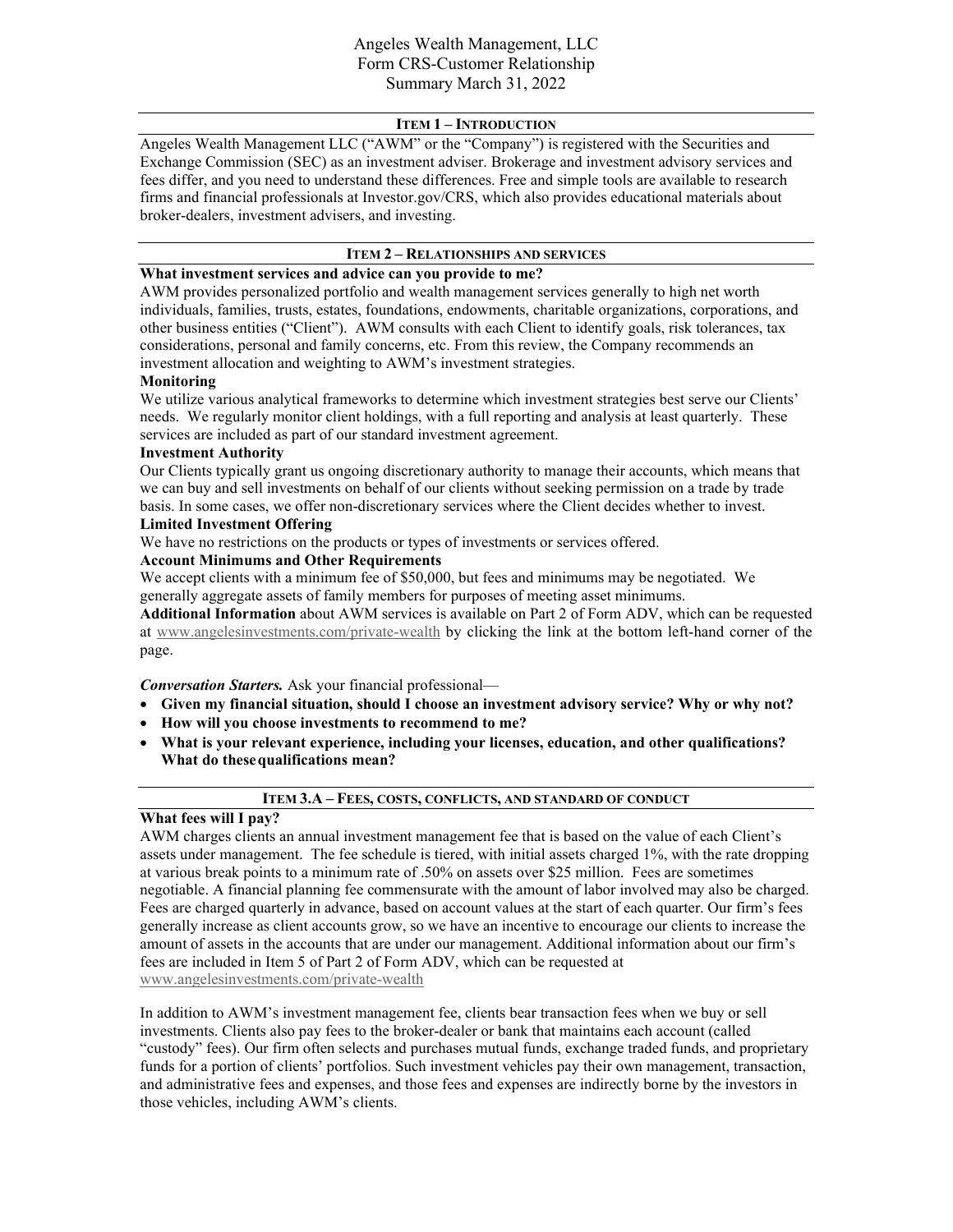# Angeles Wealth Management, LLC
# Form CRS-Customer Relationship Summary March 31, 2022

## ITEM 1 – INTRODUCTION

Angeles Wealth Management LLC ("AWM" or the "Company") is registered with the Securities and Exchange Commission (SEC) as an investment adviser. Brokerage and investment advisory services and fees differ, and you need to understand these differences. Free and simple tools are available to research firms and financial professionals at Investor.gov/CRS, which also provides educational materials about broker-dealers, investment advisers, and investing.

## ITEM 2 – RELATIONSHIPS AND SERVICES

**What investment services and advice can you provide to me?**

AWM provides personalized portfolio and wealth management services generally to high net worth individuals, families, trusts, estates, foundations, endowments, charitable organizations, corporations, and other business entities ("Client"). AWM consults with each Client to identify goals, risk tolerances, tax considerations, personal and family concerns, etc. From this review, the Company recommends an investment allocation and weighting to AWM's investment strategies.

**Monitoring**

We utilize various analytical frameworks to determine which investment strategies best serve our Clients' needs. We regularly monitor client holdings, with a full reporting and analysis at least quarterly. These services are included as part of our standard investment agreement.

**Investment Authority**

Our Clients typically grant us ongoing discretionary authority to manage their accounts, which means that we can buy and sell investments on behalf of our clients without seeking permission on a trade by trade basis. In some cases, we offer non-discretionary services where the Client decides whether to invest.

**Limited Investment Offering**

We have no restrictions on the products or types of investments or services offered.

**Account Minimums and Other Requirements**

We accept clients with a minimum fee of $50,000, but fees and minimums may be negotiated. We generally aggregate assets of family members for purposes of meeting asset minimums.

**Additional Information** about AWM services is available on Part 2 of Form ADV, which can be requested at www.angelesinvestments.com/private-wealth by clicking the link at the bottom left-hand corner of the page.

***Conversation Starters.*** Ask your financial professional—

- **Given my financial situation, should I choose an investment advisory service? Why or why not?**
- **How will you choose investments to recommend to me?**
- **What is your relevant experience, including your licenses, education, and other qualifications? What do these qualifications mean?**

## ITEM 3.A – FEES, COSTS, CONFLICTS, AND STANDARD OF CONDUCT

**What fees will I pay?**

AWM charges clients an annual investment management fee that is based on the value of each Client's assets under management. The fee schedule is tiered, with initial assets charged 1%, with the rate dropping at various break points to a minimum rate of .50% on assets over $25 million. Fees are sometimes negotiable. A financial planning fee commensurate with the amount of labor involved may also be charged. Fees are charged quarterly in advance, based on account values at the start of each quarter. Our firm's fees generally increase as client accounts grow, so we have an incentive to encourage our clients to increase the amount of assets in the accounts that are under our management. Additional information about our firm's fees are included in Item 5 of Part 2 of Form ADV, which can be requested at www.angelesinvestments.com/private-wealth

In addition to AWM's investment management fee, clients bear transaction fees when we buy or sell investments. Clients also pay fees to the broker-dealer or bank that maintains each account (called "custody" fees). Our firm often selects and purchases mutual funds, exchange traded funds, and proprietary funds for a portion of clients' portfolios. Such investment vehicles pay their own management, transaction, and administrative fees and expenses, and those fees and expenses are indirectly borne by the investors in those vehicles, including AWM's clients.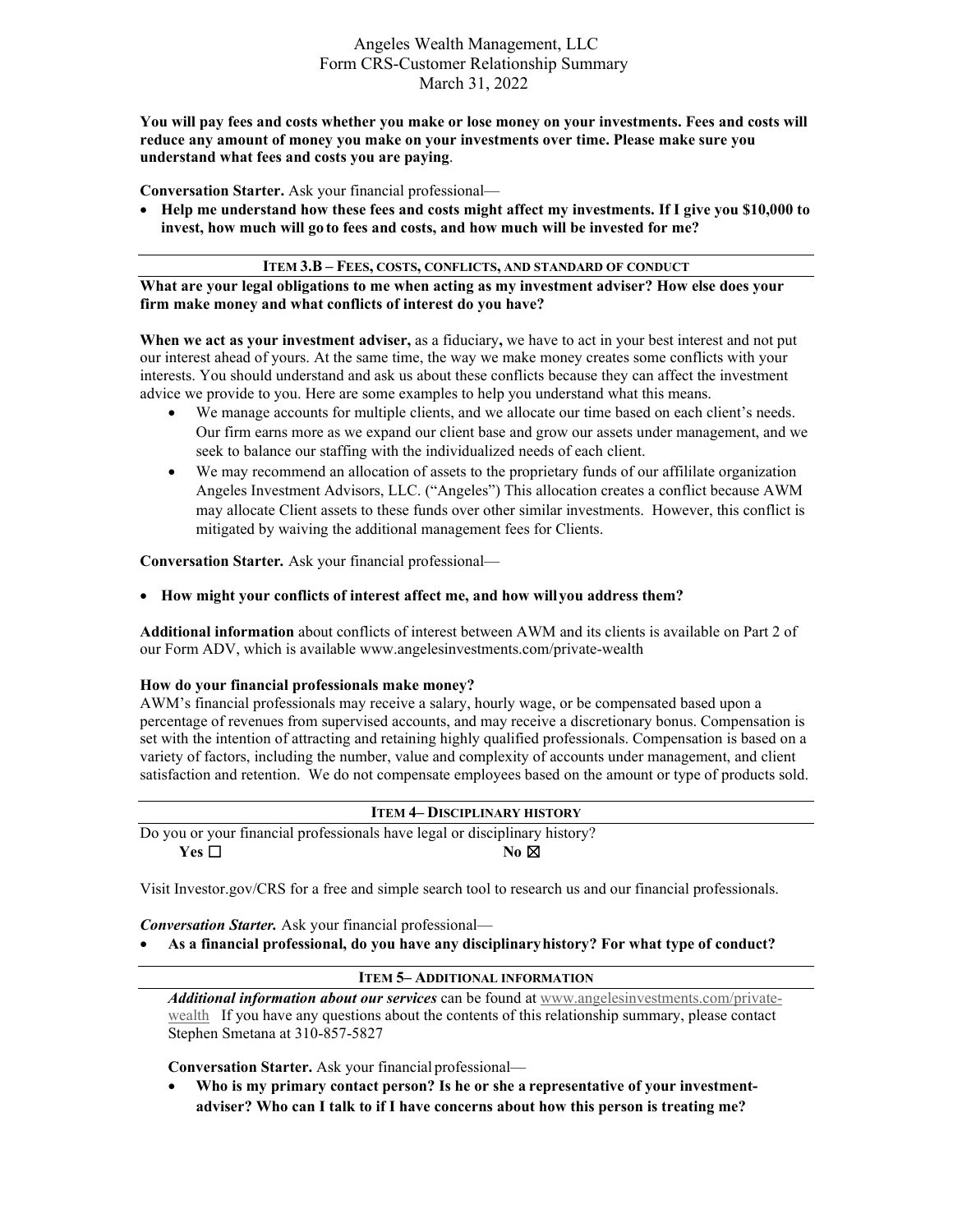Angeles Wealth Management, LLC
Form CRS-Customer Relationship Summary
March 31, 2022

**You will pay fees and costs whether you make or lose money on your investments. Fees and costs will reduce any amount of money you make on your investments over time. Please make sure you understand what fees and costs you are paying**.

**Conversation Starter.** Ask your financial professional—

- **Help me understand how these fees and costs might affect my investments. If I give you $10,000 to invest, how much will go to fees and costs, and how much will be invested for me?**

## ITEM 3.B – FEES, COSTS, CONFLICTS, AND STANDARD OF CONDUCT

**What are your legal obligations to me when acting as my investment adviser? How else does your firm make money and what conflicts of interest do you have?**

**When we act as your investment adviser,** as a fiduciary**,** we have to act in your best interest and not put our interest ahead of yours. At the same time, the way we make money creates some conflicts with your interests. You should understand and ask us about these conflicts because they can affect the investment advice we provide to you. Here are some examples to help you understand what this means.

- We manage accounts for multiple clients, and we allocate our time based on each client's needs. Our firm earns more as we expand our client base and grow our assets under management, and we seek to balance our staffing with the individualized needs of each client.
- We may recommend an allocation of assets to the proprietary funds of our affililate organization Angeles Investment Advisors, LLC. ("Angeles") This allocation creates a conflict because AWM may allocate Client assets to these funds over other similar investments. However, this conflict is mitigated by waiving the additional management fees for Clients.

**Conversation Starter.** Ask your financial professional—

- **How might your conflicts of interest affect me, and how will you address them?**

**Additional information** about conflicts of interest between AWM and its clients is available on Part 2 of our Form ADV, which is available www.angelesinvestments.com/private-wealth

**How do your financial professionals make money?**
AWM's financial professionals may receive a salary, hourly wage, or be compensated based upon a percentage of revenues from supervised accounts, and may receive a discretionary bonus. Compensation is set with the intention of attracting and retaining highly qualified professionals. Compensation is based on a variety of factors, including the number, value and complexity of accounts under management, and client satisfaction and retention. We do not compensate employees based on the amount or type of products sold.

## ITEM 4– DISCIPLINARY HISTORY

Do you or your financial professionals have legal or disciplinary history?
**Yes** ☐ **No** ☒

Visit Investor.gov/CRS for a free and simple search tool to research us and our financial professionals.

***Conversation Starter.*** Ask your financial professional—

- **As a financial professional, do you have any disciplinary history? For what type of conduct?**

## ITEM 5– ADDITIONAL INFORMATION

***Additional information about our services*** can be found at www.angelesinvestments.com/private-wealth If you have any questions about the contents of this relationship summary, please contact Stephen Smetana at 310-857-5827

**Conversation Starter.** Ask your financial professional—

- **Who is my primary contact person? Is he or she a representative of your investment-adviser? Who can I talk to if I have concerns about how this person is treating me?**